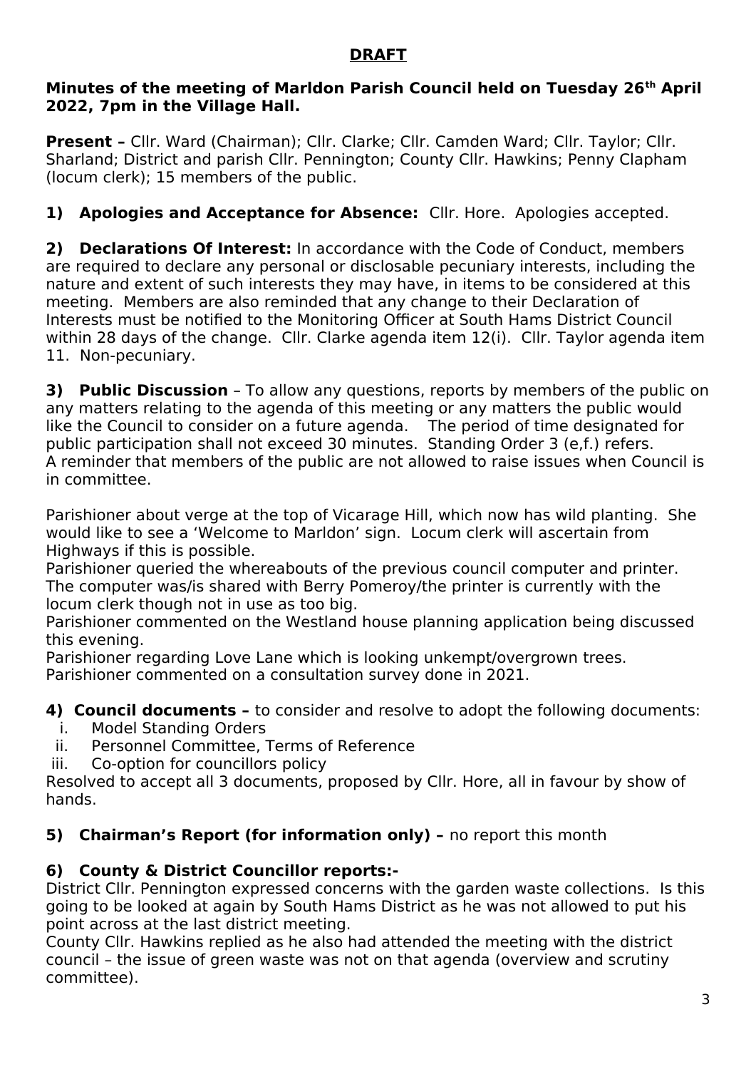**DRAFT**

**Minutes of the meeting of Marldon Parish Council held on Tuesday 26th April 2022, 7pm in the Village Hall.**

**Present –** Cllr. Ward (Chairman); Cllr. Clarke; Cllr. Camden Ward; Cllr. Taylor; Cllr. Sharland; District and parish Cllr. Pennington; County Cllr. Hawkins; Penny Clapham (locum clerk); 15 members of the public.

**1) Apologies and Acceptance for Absence:** Cllr. Hore. Apologies accepted.

**2) Declarations Of Interest:** In accordance with the Code of Conduct, members are required to declare any personal or disclosable pecuniary interests, including the nature and extent of such interests they may have, in items to be considered at this meeting. Members are also reminded that any change to their Declaration of Interests must be notified to the Monitoring Officer at South Hams District Council within 28 days of the change. Cllr. Clarke agenda item 12(i). Cllr. Taylor agenda item 11. Non-pecuniary.

**3) Public Discussion** – To allow any questions, reports by members of the public on any matters relating to the agenda of this meeting or any matters the public would like the Council to consider on a future agenda. The period of time designated for public participation shall not exceed 30 minutes. Standing Order 3 (e,f.) refers. A reminder that members of the public are not allowed to raise issues when Council is in committee.

Parishioner about verge at the top of Vicarage Hill, which now has wild planting. She would like to see a 'Welcome to Marldon' sign. Locum clerk will ascertain from Highways if this is possible.
Parishioner queried the whereabouts of the previous council computer and printer. The computer was/is shared with Berry Pomeroy/the printer is currently with the locum clerk though not in use as too big.
Parishioner commented on the Westland house planning application being discussed this evening.
Parishioner regarding Love Lane which is looking unkempt/overgrown trees.
Parishioner commented on a consultation survey done in 2021.

**4) Council documents –** to consider and resolve to adopt the following documents:

i. Model Standing Orders
ii. Personnel Committee, Terms of Reference
iii. Co-option for councillors policy

Resolved to accept all 3 documents, proposed by Cllr. Hore, all in favour by show of hands.

**5) Chairman's Report (for information only) –** no report this month

**6) County & District Councillor reports:-**
District Cllr. Pennington expressed concerns with the garden waste collections. Is this going to be looked at again by South Hams District as he was not allowed to put his point across at the last district meeting.
County Cllr. Hawkins replied as he also had attended the meeting with the district council – the issue of green waste was not on that agenda (overview and scrutiny committee).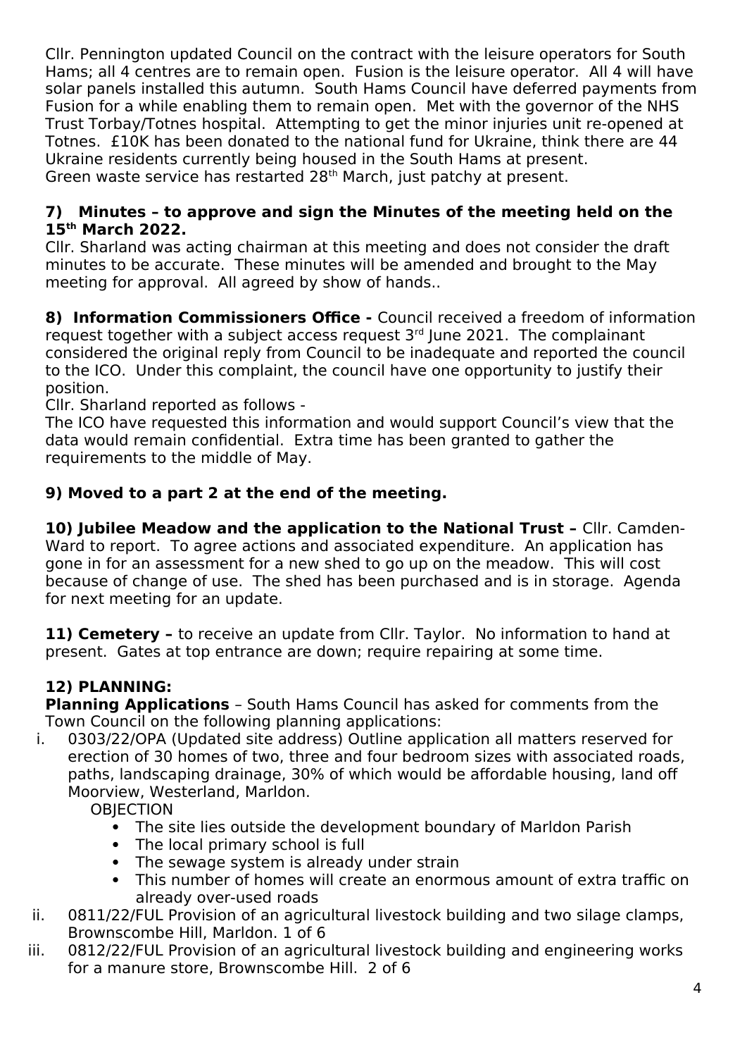Cllr. Pennington updated Council on the contract with the leisure operators for South Hams; all 4 centres are to remain open. Fusion is the leisure operator. All 4 will have solar panels installed this autumn. South Hams Council have deferred payments from Fusion for a while enabling them to remain open. Met with the governor of the NHS Trust Torbay/Totnes hospital. Attempting to get the minor injuries unit re-opened at Totnes. £10K has been donated to the national fund for Ukraine, think there are 44 Ukraine residents currently being housed in the South Hams at present.
Green waste service has restarted 28th March, just patchy at present.

**7) Minutes – to approve and sign the Minutes of the meeting held on the 15th March 2022.**
Cllr. Sharland was acting chairman at this meeting and does not consider the draft minutes to be accurate. These minutes will be amended and brought to the May meeting for approval. All agreed by show of hands..

**8) Information Commissioners Office -** Council received a freedom of information request together with a subject access request 3rd June 2021. The complainant considered the original reply from Council to be inadequate and reported the council to the ICO. Under this complaint, the council have one opportunity to justify their position.
Cllr. Sharland reported as follows -
The ICO have requested this information and would support Council's view that the data would remain confidential. Extra time has been granted to gather the requirements to the middle of May.

**9) Moved to a part 2 at the end of the meeting.**

**10) Jubilee Meadow and the application to the National Trust –** Cllr. Camden-Ward to report. To agree actions and associated expenditure. An application has gone in for an assessment for a new shed to go up on the meadow. This will cost because of change of use. The shed has been purchased and is in storage. Agenda for next meeting for an update.

**11) Cemetery –** to receive an update from Cllr. Taylor. No information to hand at present. Gates at top entrance are down; require repairing at some time.

**12) PLANNING:**
**Planning Applications** – South Hams Council has asked for comments from the Town Council on the following planning applications:

i. 0303/22/OPA (Updated site address) Outline application all matters reserved for erection of 30 homes of two, three and four bedroom sizes with associated roads, paths, landscaping drainage, 30% of which would be affordable housing, land off Moorview, Westerland, Marldon.
   OBJECTION
   - The site lies outside the development boundary of Marldon Parish
   - The local primary school is full
   - The sewage system is already under strain
   - This number of homes will create an enormous amount of extra traffic on already over-used roads

ii. 0811/22/FUL Provision of an agricultural livestock building and two silage clamps, Brownscombe Hill, Marldon. 1 of 6

iii. 0812/22/FUL Provision of an agricultural livestock building and engineering works for a manure store, Brownscombe Hill. 2 of 6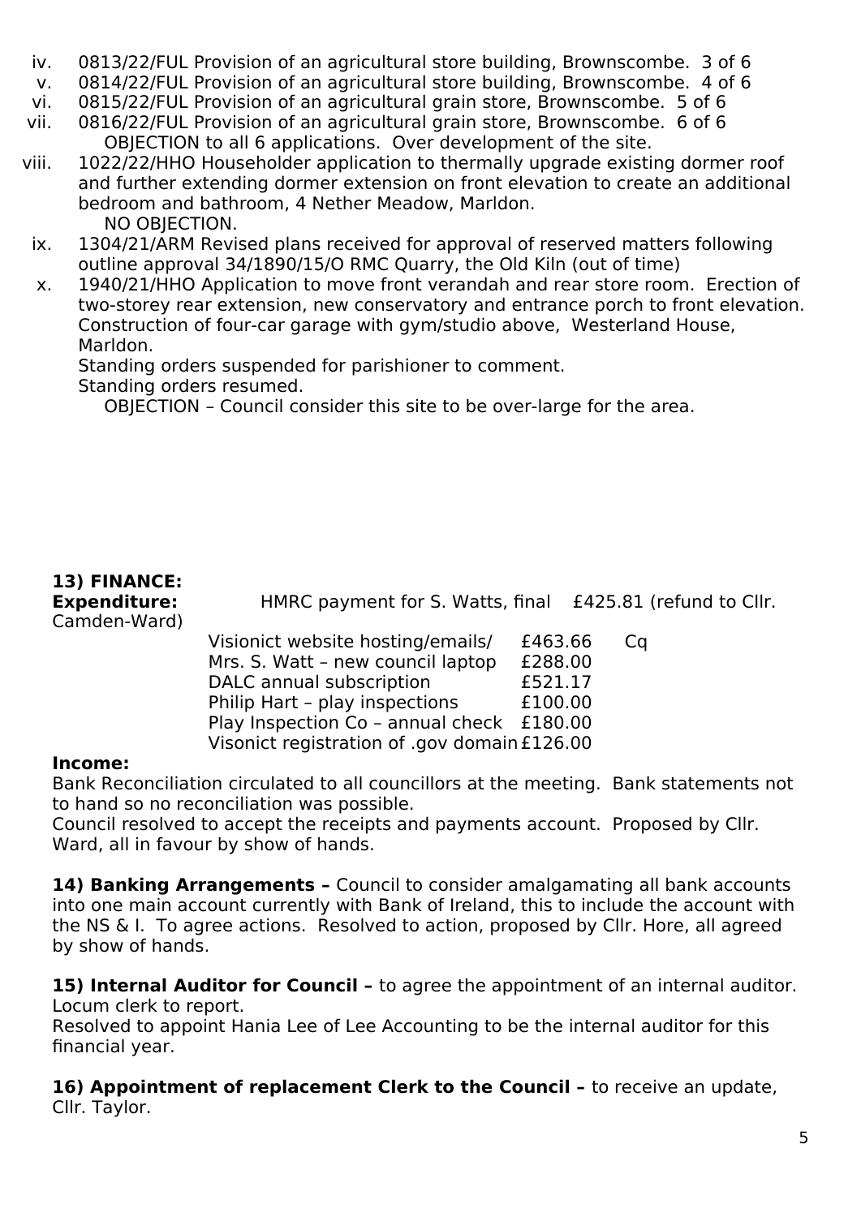iv. 0813/22/FUL Provision of an agricultural store building, Brownscombe. 3 of 6
v. 0814/22/FUL Provision of an agricultural store building, Brownscombe. 4 of 6
vi. 0815/22/FUL Provision of an agricultural grain store, Brownscombe. 5 of 6
vii. 0816/22/FUL Provision of an agricultural grain store, Brownscombe. 6 of 6
    OBJECTION to all 6 applications. Over development of the site.
viii. 1022/22/HHO Householder application to thermally upgrade existing dormer roof and further extending dormer extension on front elevation to create an additional bedroom and bathroom, 4 Nether Meadow, Marldon.
    NO OBJECTION.
ix. 1304/21/ARM Revised plans received for approval of reserved matters following outline approval 34/1890/15/O RMC Quarry, the Old Kiln (out of time)
x. 1940/21/HHO Application to move front verandah and rear store room. Erection of two-storey rear extension, new conservatory and entrance porch to front elevation. Construction of four-car garage with gym/studio above, Westerland House, Marldon.
    Standing orders suspended for parishioner to comment.
    Standing orders resumed.
    OBJECTION – Council consider this site to be over-large for the area.

**13) FINANCE:**

**Expenditure:** HMRC payment for S. Watts, final £425.81 (refund to Cllr. Camden-Ward)

| | | |
|---|---|---|
| Visionict website hosting/emails/ | £463.66 | Cq |
| Mrs. S. Watt – new council laptop | £288.00 | |
| DALC annual subscription | £521.17 | |
| Philip Hart – play inspections | £100.00 | |
| Play Inspection Co – annual check | £180.00 | |
| Visonict registration of .gov domain | £126.00 | |

**Income:**

Bank Reconciliation circulated to all councillors at the meeting. Bank statements not to hand so no reconciliation was possible.
Council resolved to accept the receipts and payments account. Proposed by Cllr. Ward, all in favour by show of hands.

**14) Banking Arrangements –** Council to consider amalgamating all bank accounts into one main account currently with Bank of Ireland, this to include the account with the NS & I. To agree actions. Resolved to action, proposed by Cllr. Hore, all agreed by show of hands.

**15) Internal Auditor for Council –** to agree the appointment of an internal auditor. Locum clerk to report.
Resolved to appoint Hania Lee of Lee Accounting to be the internal auditor for this financial year.

**16) Appointment of replacement Clerk to the Council –** to receive an update, Cllr. Taylor.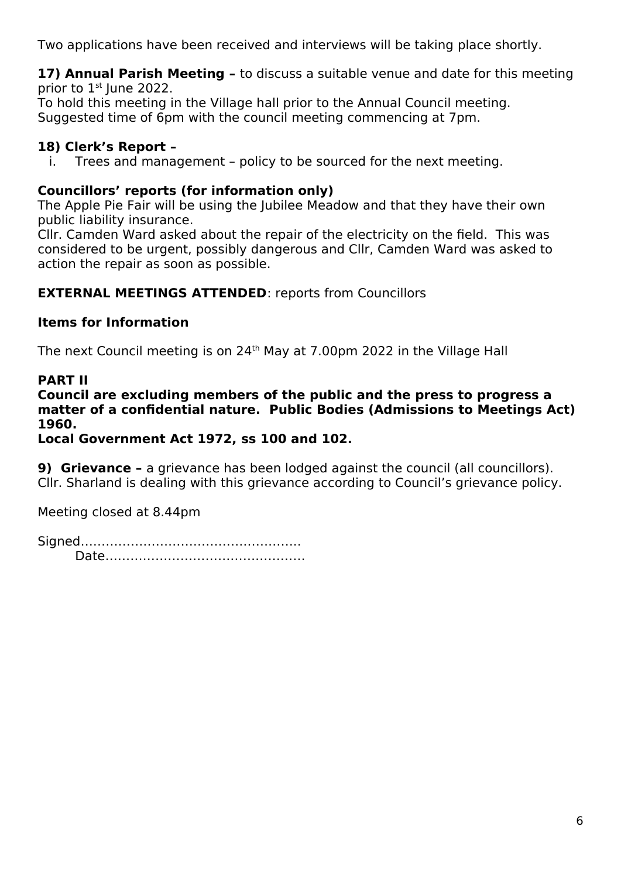Two applications have been received and interviews will be taking place shortly.

**17) Annual Parish Meeting –** to discuss a suitable venue and date for this meeting prior to 1st June 2022.
To hold this meeting in the Village hall prior to the Annual Council meeting. Suggested time of 6pm with the council meeting commencing at 7pm.

**18) Clerk's Report –**

i. Trees and management – policy to be sourced for the next meeting.

**Councillors' reports (for information only)**
The Apple Pie Fair will be using the Jubilee Meadow and that they have their own public liability insurance.
Cllr. Camden Ward asked about the repair of the electricity on the field. This was considered to be urgent, possibly dangerous and Cllr, Camden Ward was asked to action the repair as soon as possible.

**EXTERNAL MEETINGS ATTENDED**: reports from Councillors

**Items for Information**

The next Council meeting is on 24th May at 7.00pm 2022 in the Village Hall

**PART II**
**Council are excluding members of the public and the press to progress a matter of a confidential nature. Public Bodies (Admissions to Meetings Act) 1960.**
**Local Government Act 1972, ss 100 and 102.**

**9) Grievance –** a grievance has been lodged against the council (all councillors). Cllr. Sharland is dealing with this grievance according to Council's grievance policy.

Meeting closed at 8.44pm

Signed………………………………………………
Date…………………………………………